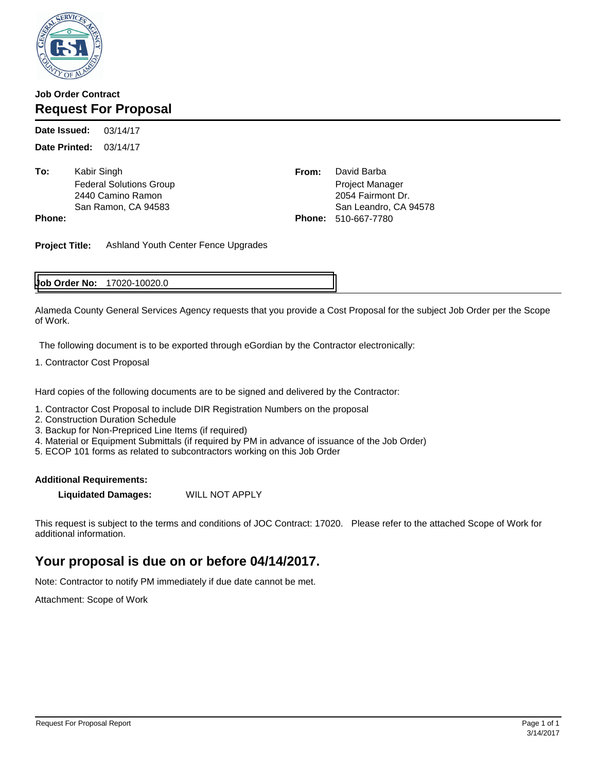**Job Order Contract**

# Request For Proposal

**Date Issued:** 03/14/17

**Date Printed:** 03/14/17

**To:** Kabir Singh
Federal Solutions Group
2440 Camino Ramon
San Ramon, CA 94583

**Phone:**

**From:** David Barba
Project Manager
2054 Fairmont Dr.
San Leandro, CA 94578

**Phone:** 510-667-7780

**Project Title:** Ashland Youth Center Fence Upgrades

**Job Order No:** 17020-10020.0

Alameda County General Services Agency requests that you provide a Cost Proposal for the subject Job Order per the Scope of Work.

The following document is to be exported through eGordian by the Contractor electronically:

1. Contractor Cost Proposal

Hard copies of the following documents are to be signed and delivered by the Contractor:

1. Contractor Cost Proposal to include DIR Registration Numbers on the proposal
2. Construction Duration Schedule
3. Backup for Non-Prepriced Line Items (if required)
4. Material or Equipment Submittals (if required by PM in advance of issuance of the Job Order)
5. ECOP 101 forms as related to subcontractors working on this Job Order

**Additional Requirements:**

**Liquidated Damages:** WILL NOT APPLY

This request is subject to the terms and conditions of JOC Contract: 17020. Please refer to the attached Scope of Work for additional information.

## Your proposal is due on or before 04/14/2017.

Note: Contractor to notify PM immediately if due date cannot be met.

Attachment: Scope of Work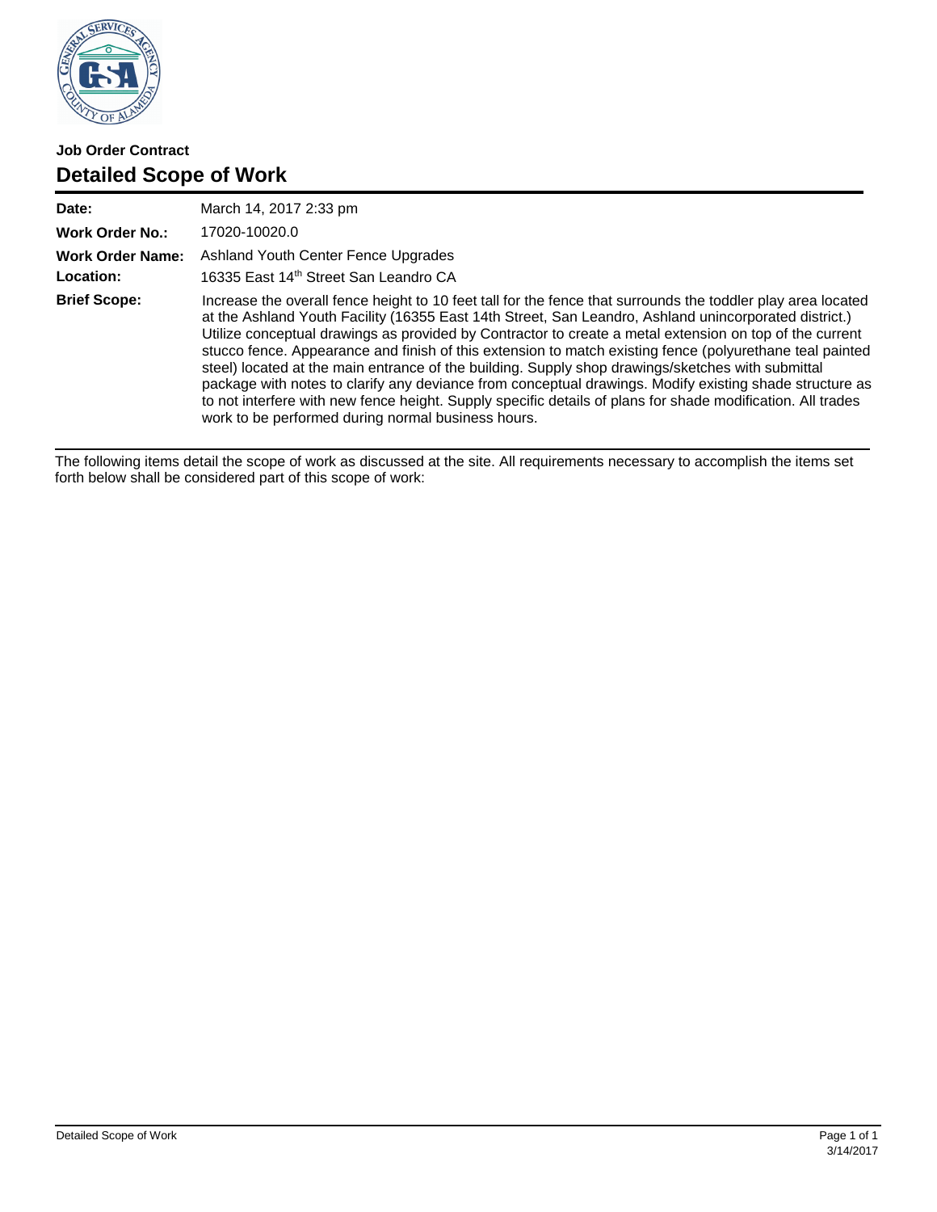**Job Order Contract**

# Detailed Scope of Work

| | |
|---|---|
| **Date:** | March 14, 2017 2:33 pm |
| **Work Order No.:** | 17020-10020.0 |
| **Work Order Name:** | Ashland Youth Center Fence Upgrades |
| **Location:** | 16335 East 14th Street San Leandro CA |
| **Brief Scope:** | Increase the overall fence height to 10 feet tall for the fence that surrounds the toddler play area located at the Ashland Youth Facility (16355 East 14th Street, San Leandro, Ashland unincorporated district.) Utilize conceptual drawings as provided by Contractor to create a metal extension on top of the current stucco fence. Appearance and finish of this extension to match existing fence (polyurethane teal painted steel) located at the main entrance of the building. Supply shop drawings/sketches with submittal package with notes to clarify any deviance from conceptual drawings. Modify existing shade structure as to not interfere with new fence height. Supply specific details of plans for shade modification. All trades work to be performed during normal business hours. |

The following items detail the scope of work as discussed at the site. All requirements necessary to accomplish the items set forth below shall be considered part of this scope of work: